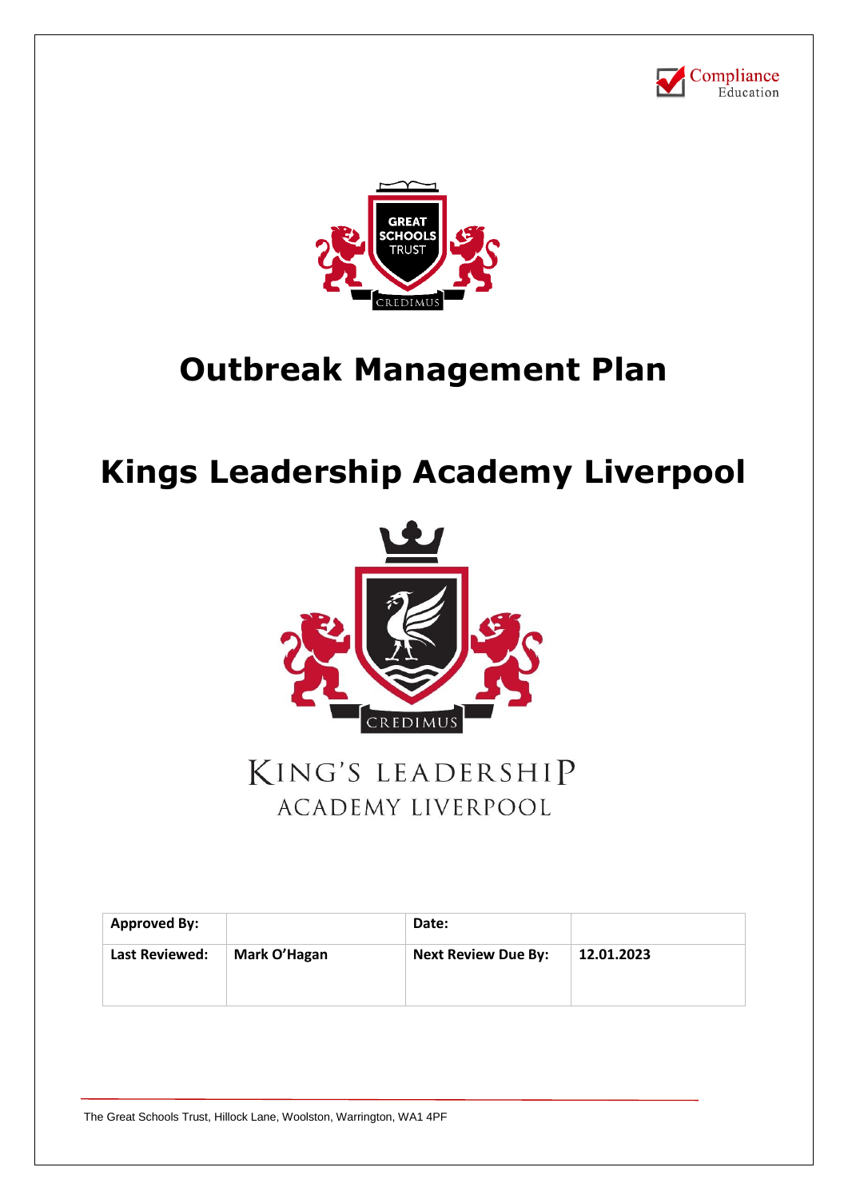# Outbreak Management Plan

# Kings Leadership Academy Liverpool

| Approved By: | | Date: | |
|---|---|---|---|
| Last Reviewed: | Mark O'Hagan | Next Review Due By: | 12.01.2023 |

The Great Schools Trust, Hillock Lane, Woolston, Warrington, WA1 4PF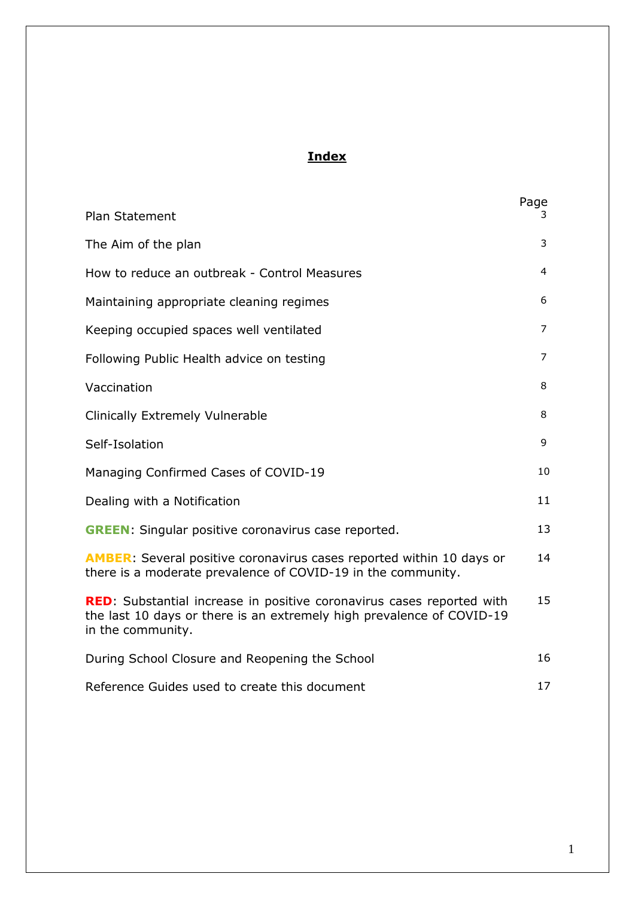## Index

| | Page |
|---|---|
| Plan Statement | 3 |
| The Aim of the plan | 3 |
| How to reduce an outbreak - Control Measures | 4 |
| Maintaining appropriate cleaning regimes | 6 |
| Keeping occupied spaces well ventilated | 7 |
| Following Public Health advice on testing | 7 |
| Vaccination | 8 |
| Clinically Extremely Vulnerable | 8 |
| Self-Isolation | 9 |
| Managing Confirmed Cases of COVID-19 | 10 |
| Dealing with a Notification | 11 |
| **GREEN**: Singular positive coronavirus case reported. | 13 |
| **AMBER**: Several positive coronavirus cases reported within 10 days or there is a moderate prevalence of COVID-19 in the community. | 14 |
| **RED**: Substantial increase in positive coronavirus cases reported with the last 10 days or there is an extremely high prevalence of COVID-19 in the community. | 15 |
| During School Closure and Reopening the School | 16 |
| Reference Guides used to create this document | 17 |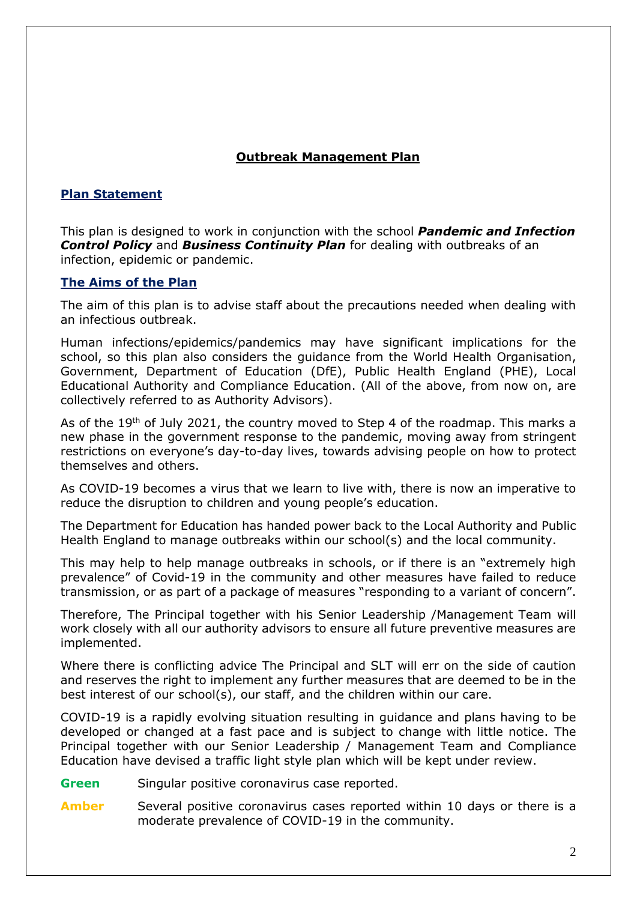# Outbreak Management Plan

## Plan Statement

This plan is designed to work in conjunction with the school ***Pandemic and Infection Control Policy*** and ***Business Continuity Plan*** for dealing with outbreaks of an infection, epidemic or pandemic.

## The Aims of the Plan

The aim of this plan is to advise staff about the precautions needed when dealing with an infectious outbreak.

Human infections/epidemics/pandemics may have significant implications for the school, so this plan also considers the guidance from the World Health Organisation, Government, Department of Education (DfE), Public Health England (PHE), Local Educational Authority and Compliance Education. (All of the above, from now on, are collectively referred to as Authority Advisors).

As of the 19th of July 2021, the country moved to Step 4 of the roadmap. This marks a new phase in the government response to the pandemic, moving away from stringent restrictions on everyone's day-to-day lives, towards advising people on how to protect themselves and others.

As COVID-19 becomes a virus that we learn to live with, there is now an imperative to reduce the disruption to children and young people's education.

The Department for Education has handed power back to the Local Authority and Public Health England to manage outbreaks within our school(s) and the local community.

This may help to help manage outbreaks in schools, or if there is an "extremely high prevalence" of Covid-19 in the community and other measures have failed to reduce transmission, or as part of a package of measures "responding to a variant of concern".

Therefore, The Principal together with his Senior Leadership /Management Team will work closely with all our authority advisors to ensure all future preventive measures are implemented.

Where there is conflicting advice The Principal and SLT will err on the side of caution and reserves the right to implement any further measures that are deemed to be in the best interest of our school(s), our staff, and the children within our care.

COVID-19 is a rapidly evolving situation resulting in guidance and plans having to be developed or changed at a fast pace and is subject to change with little notice. The Principal together with our Senior Leadership / Management Team and Compliance Education have devised a traffic light style plan which will be kept under review.

**Green** Singular positive coronavirus case reported.

**Amber** Several positive coronavirus cases reported within 10 days or there is a moderate prevalence of COVID-19 in the community.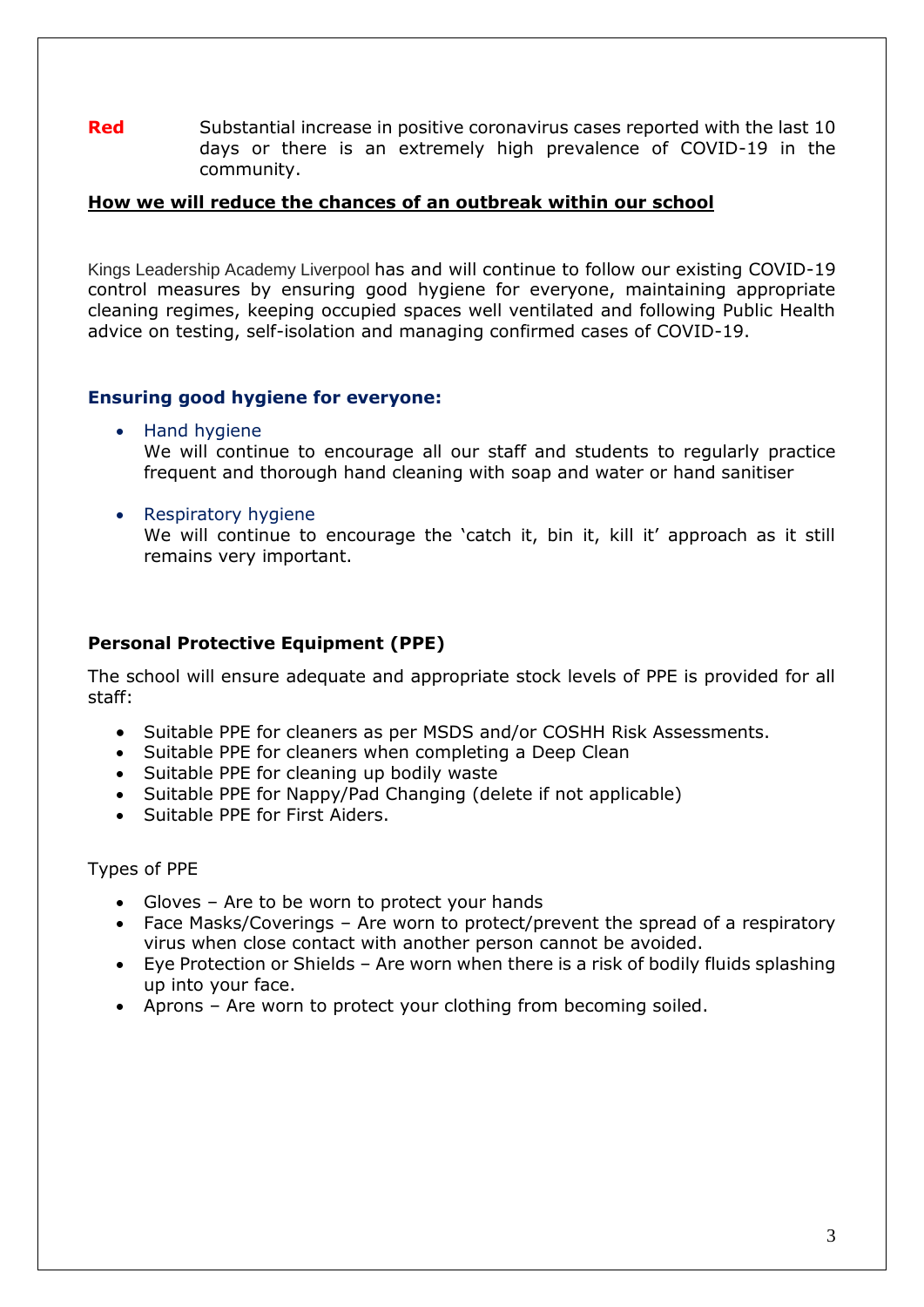**Red** Substantial increase in positive coronavirus cases reported with the last 10 days or there is an extremely high prevalence of COVID-19 in the community.

## How we will reduce the chances of an outbreak within our school

Kings Leadership Academy Liverpool has and will continue to follow our existing COVID-19 control measures by ensuring good hygiene for everyone, maintaining appropriate cleaning regimes, keeping occupied spaces well ventilated and following Public Health advice on testing, self-isolation and managing confirmed cases of COVID-19.

### Ensuring good hygiene for everyone:

- Hand hygiene
  We will continue to encourage all our staff and students to regularly practice frequent and thorough hand cleaning with soap and water or hand sanitiser

- Respiratory hygiene
  We will continue to encourage the 'catch it, bin it, kill it' approach as it still remains very important.

### Personal Protective Equipment (PPE)

The school will ensure adequate and appropriate stock levels of PPE is provided for all staff:

- Suitable PPE for cleaners as per MSDS and/or COSHH Risk Assessments.
- Suitable PPE for cleaners when completing a Deep Clean
- Suitable PPE for cleaning up bodily waste
- Suitable PPE for Nappy/Pad Changing (delete if not applicable)
- Suitable PPE for First Aiders.

Types of PPE

- Gloves – Are to be worn to protect your hands
- Face Masks/Coverings – Are worn to protect/prevent the spread of a respiratory virus when close contact with another person cannot be avoided.
- Eye Protection or Shields – Are worn when there is a risk of bodily fluids splashing up into your face.
- Aprons – Are worn to protect your clothing from becoming soiled.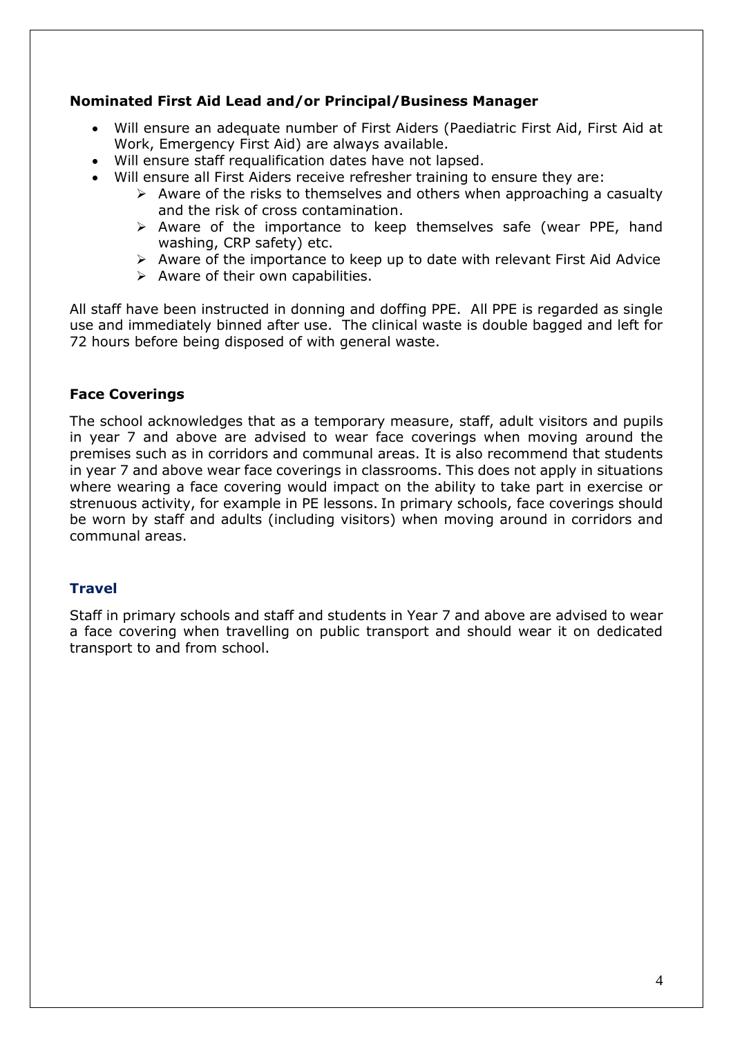**Nominated First Aid Lead and/or Principal/Business Manager**

- Will ensure an adequate number of First Aiders (Paediatric First Aid, First Aid at Work, Emergency First Aid) are always available.
- Will ensure staff requalification dates have not lapsed.
- Will ensure all First Aiders receive refresher training to ensure they are:
    - Aware of the risks to themselves and others when approaching a casualty and the risk of cross contamination.
    - Aware of the importance to keep themselves safe (wear PPE, hand washing, CRP safety) etc.
    - Aware of the importance to keep up to date with relevant First Aid Advice
    - Aware of their own capabilities.

All staff have been instructed in donning and doffing PPE. All PPE is regarded as single use and immediately binned after use. The clinical waste is double bagged and left for 72 hours before being disposed of with general waste.

**Face Coverings**

The school acknowledges that as a temporary measure, staff, adult visitors and pupils in year 7 and above are advised to wear face coverings when moving around the premises such as in corridors and communal areas. It is also recommend that students in year 7 and above wear face coverings in classrooms. This does not apply in situations where wearing a face covering would impact on the ability to take part in exercise or strenuous activity, for example in PE lessons. In primary schools, face coverings should be worn by staff and adults (including visitors) when moving around in corridors and communal areas.

**Travel**

Staff in primary schools and staff and students in Year 7 and above are advised to wear a face covering when travelling on public transport and should wear it on dedicated transport to and from school.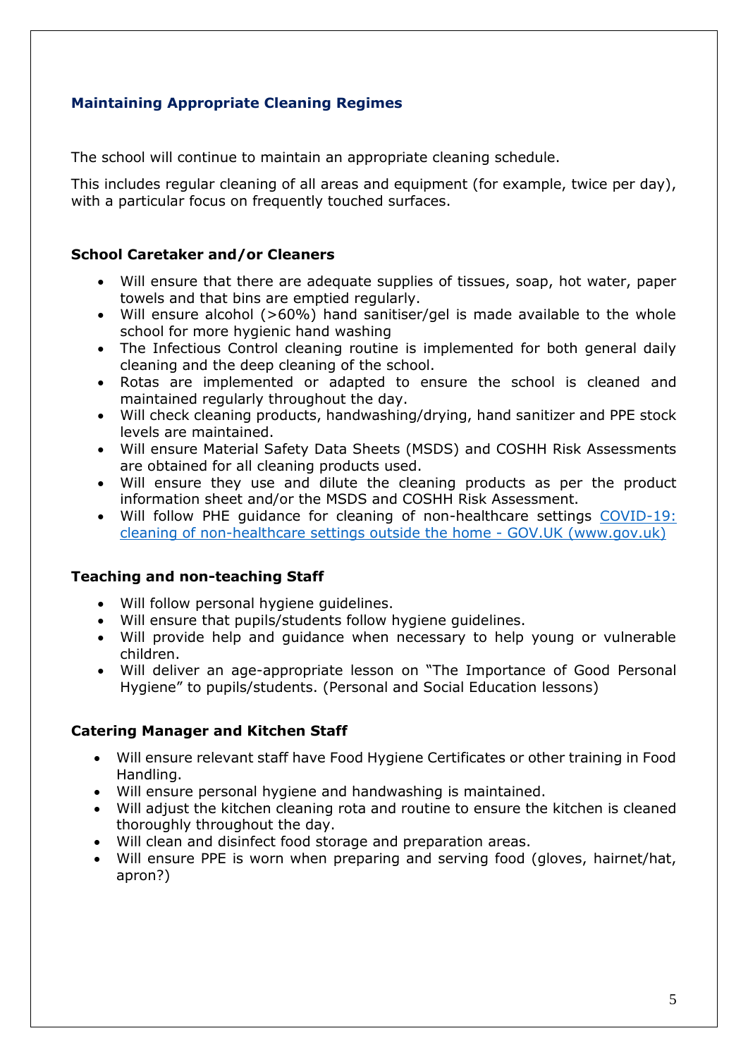## Maintaining Appropriate Cleaning Regimes

The school will continue to maintain an appropriate cleaning schedule.

This includes regular cleaning of all areas and equipment (for example, twice per day), with a particular focus on frequently touched surfaces.

### School Caretaker and/or Cleaners

- Will ensure that there are adequate supplies of tissues, soap, hot water, paper towels and that bins are emptied regularly.
- Will ensure alcohol (>60%) hand sanitiser/gel is made available to the whole school for more hygienic hand washing
- The Infectious Control cleaning routine is implemented for both general daily cleaning and the deep cleaning of the school.
- Rotas are implemented or adapted to ensure the school is cleaned and maintained regularly throughout the day.
- Will check cleaning products, handwashing/drying, hand sanitizer and PPE stock levels are maintained.
- Will ensure Material Safety Data Sheets (MSDS) and COSHH Risk Assessments are obtained for all cleaning products used.
- Will ensure they use and dilute the cleaning products as per the product information sheet and/or the MSDS and COSHH Risk Assessment.
- Will follow PHE guidance for cleaning of non-healthcare settings [COVID-19: cleaning of non-healthcare settings outside the home - GOV.UK (www.gov.uk)]

### Teaching and non-teaching Staff

- Will follow personal hygiene guidelines.
- Will ensure that pupils/students follow hygiene guidelines.
- Will provide help and guidance when necessary to help young or vulnerable children.
- Will deliver an age-appropriate lesson on "The Importance of Good Personal Hygiene" to pupils/students. (Personal and Social Education lessons)

### Catering Manager and Kitchen Staff

- Will ensure relevant staff have Food Hygiene Certificates or other training in Food Handling.
- Will ensure personal hygiene and handwashing is maintained.
- Will adjust the kitchen cleaning rota and routine to ensure the kitchen is cleaned thoroughly throughout the day.
- Will clean and disinfect food storage and preparation areas.
- Will ensure PPE is worn when preparing and serving food (gloves, hairnet/hat, apron?)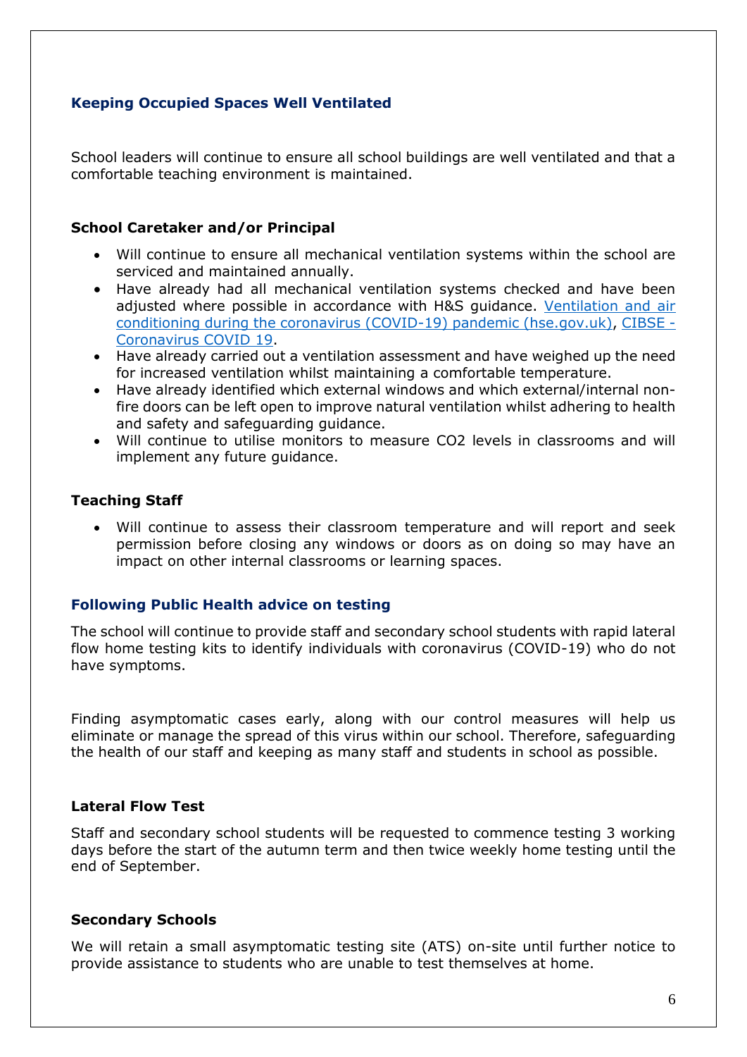## Keeping Occupied Spaces Well Ventilated

School leaders will continue to ensure all school buildings are well ventilated and that a comfortable teaching environment is maintained.

### School Caretaker and/or Principal

- Will continue to ensure all mechanical ventilation systems within the school are serviced and maintained annually.
- Have already had all mechanical ventilation systems checked and have been adjusted where possible in accordance with H&S guidance. [Ventilation and air conditioning during the coronavirus (COVID-19) pandemic (hse.gov.uk)](), [CIBSE - Coronavirus COVID 19]().
- Have already carried out a ventilation assessment and have weighed up the need for increased ventilation whilst maintaining a comfortable temperature.
- Have already identified which external windows and which external/internal non-fire doors can be left open to improve natural ventilation whilst adhering to health and safety and safeguarding guidance.
- Will continue to utilise monitors to measure $CO_2$ levels in classrooms and will implement any future guidance.

### Teaching Staff

- Will continue to assess their classroom temperature and will report and seek permission before closing any windows or doors as on doing so may have an impact on other internal classrooms or learning spaces.

## Following Public Health advice on testing

The school will continue to provide staff and secondary school students with rapid lateral flow home testing kits to identify individuals with coronavirus (COVID-19) who do not have symptoms.

Finding asymptomatic cases early, along with our control measures will help us eliminate or manage the spread of this virus within our school. Therefore, safeguarding the health of our staff and keeping as many staff and students in school as possible.

### Lateral Flow Test

Staff and secondary school students will be requested to commence testing 3 working days before the start of the autumn term and then twice weekly home testing until the end of September.

### Secondary Schools

We will retain a small asymptomatic testing site (ATS) on-site until further notice to provide assistance to students who are unable to test themselves at home.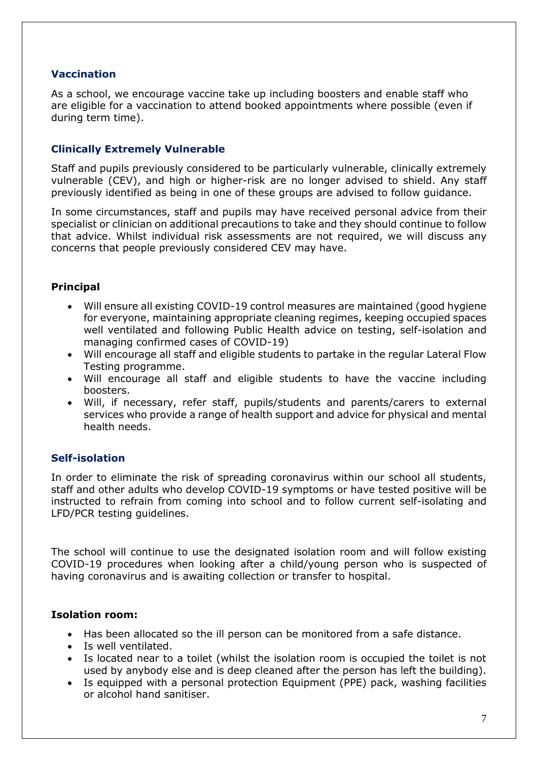### Vaccination

As a school, we encourage vaccine take up including boosters and enable staff who are eligible for a vaccination to attend booked appointments where possible (even if during term time).

### Clinically Extremely Vulnerable

Staff and pupils previously considered to be particularly vulnerable, clinically extremely vulnerable (CEV), and high or higher-risk are no longer advised to shield. Any staff previously identified as being in one of these groups are advised to follow guidance.

In some circumstances, staff and pupils may have received personal advice from their specialist or clinician on additional precautions to take and they should continue to follow that advice. Whilst individual risk assessments are not required, we will discuss any concerns that people previously considered CEV may have.

**Principal**

- Will ensure all existing COVID-19 control measures are maintained (good hygiene for everyone, maintaining appropriate cleaning regimes, keeping occupied spaces well ventilated and following Public Health advice on testing, self-isolation and managing confirmed cases of COVID-19)
- Will encourage all staff and eligible students to partake in the regular Lateral Flow Testing programme.
- Will encourage all staff and eligible students to have the vaccine including boosters.
- Will, if necessary, refer staff, pupils/students and parents/carers to external services who provide a range of health support and advice for physical and mental health needs.

### Self-isolation

In order to eliminate the risk of spreading coronavirus within our school all students, staff and other adults who develop COVID-19 symptoms or have tested positive will be instructed to refrain from coming into school and to follow current self-isolating and LFD/PCR testing guidelines.

The school will continue to use the designated isolation room and will follow existing COVID-19 procedures when looking after a child/young person who is suspected of having coronavirus and is awaiting collection or transfer to hospital.

**Isolation room:**

- Has been allocated so the ill person can be monitored from a safe distance.
- Is well ventilated.
- Is located near to a toilet (whilst the isolation room is occupied the toilet is not used by anybody else and is deep cleaned after the person has left the building).
- Is equipped with a personal protection Equipment (PPE) pack, washing facilities or alcohol hand sanitiser.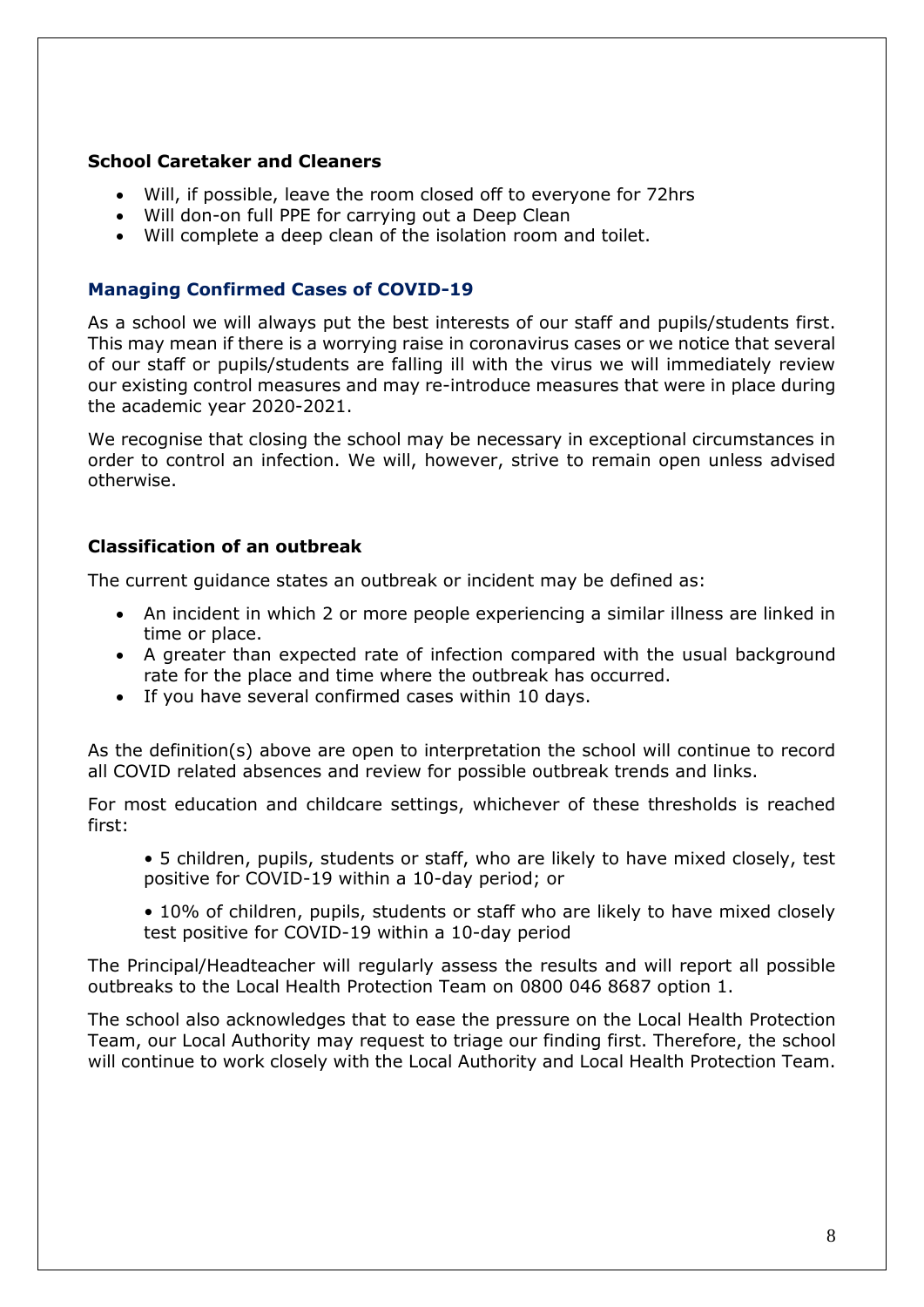### School Caretaker and Cleaners

- Will, if possible, leave the room closed off to everyone for 72hrs
- Will don-on full PPE for carrying out a Deep Clean
- Will complete a deep clean of the isolation room and toilet.

## Managing Confirmed Cases of COVID-19

As a school we will always put the best interests of our staff and pupils/students first. This may mean if there is a worrying raise in coronavirus cases or we notice that several of our staff or pupils/students are falling ill with the virus we will immediately review our existing control measures and may re-introduce measures that were in place during the academic year 2020-2021.

We recognise that closing the school may be necessary in exceptional circumstances in order to control an infection. We will, however, strive to remain open unless advised otherwise.

### Classification of an outbreak

The current guidance states an outbreak or incident may be defined as:

- An incident in which 2 or more people experiencing a similar illness are linked in time or place.
- A greater than expected rate of infection compared with the usual background rate for the place and time where the outbreak has occurred.
- If you have several confirmed cases within 10 days.

As the definition(s) above are open to interpretation the school will continue to record all COVID related absences and review for possible outbreak trends and links.

For most education and childcare settings, whichever of these thresholds is reached first:

- 5 children, pupils, students or staff, who are likely to have mixed closely, test positive for COVID-19 within a 10-day period; or
- 10% of children, pupils, students or staff who are likely to have mixed closely test positive for COVID-19 within a 10-day period

The Principal/Headteacher will regularly assess the results and will report all possible outbreaks to the Local Health Protection Team on 0800 046 8687 option 1.

The school also acknowledges that to ease the pressure on the Local Health Protection Team, our Local Authority may request to triage our finding first. Therefore, the school will continue to work closely with the Local Authority and Local Health Protection Team.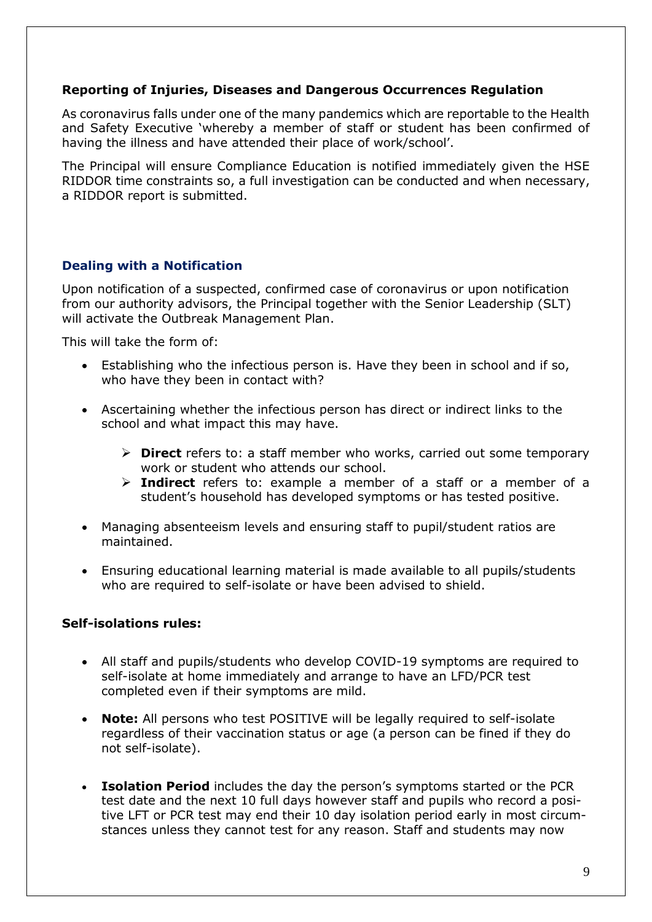### Reporting of Injuries, Diseases and Dangerous Occurrences Regulation

As coronavirus falls under one of the many pandemics which are reportable to the Health and Safety Executive 'whereby a member of staff or student has been confirmed of having the illness and have attended their place of work/school'.

The Principal will ensure Compliance Education is notified immediately given the HSE RIDDOR time constraints so, a full investigation can be conducted and when necessary, a RIDDOR report is submitted.

### Dealing with a Notification

Upon notification of a suspected, confirmed case of coronavirus or upon notification from our authority advisors, the Principal together with the Senior Leadership (SLT) will activate the Outbreak Management Plan.

This will take the form of:

- Establishing who the infectious person is. Have they been in school and if so, who have they been in contact with?
- Ascertaining whether the infectious person has direct or indirect links to the school and what impact this may have.
  - **Direct** refers to: a staff member who works, carried out some temporary work or student who attends our school.
  - **Indirect** refers to: example a member of a staff or a member of a student's household has developed symptoms or has tested positive.
- Managing absenteeism levels and ensuring staff to pupil/student ratios are maintained.
- Ensuring educational learning material is made available to all pupils/students who are required to self-isolate or have been advised to shield.

### Self-isolations rules:

- All staff and pupils/students who develop COVID-19 symptoms are required to self-isolate at home immediately and arrange to have an LFD/PCR test completed even if their symptoms are mild.
- **Note:** All persons who test POSITIVE will be legally required to self-isolate regardless of their vaccination status or age (a person can be fined if they do not self-isolate).
- **Isolation Period** includes the day the person's symptoms started or the PCR test date and the next 10 full days however staff and pupils who record a positive LFT or PCR test may end their 10 day isolation period early in most circumstances unless they cannot test for any reason. Staff and students may now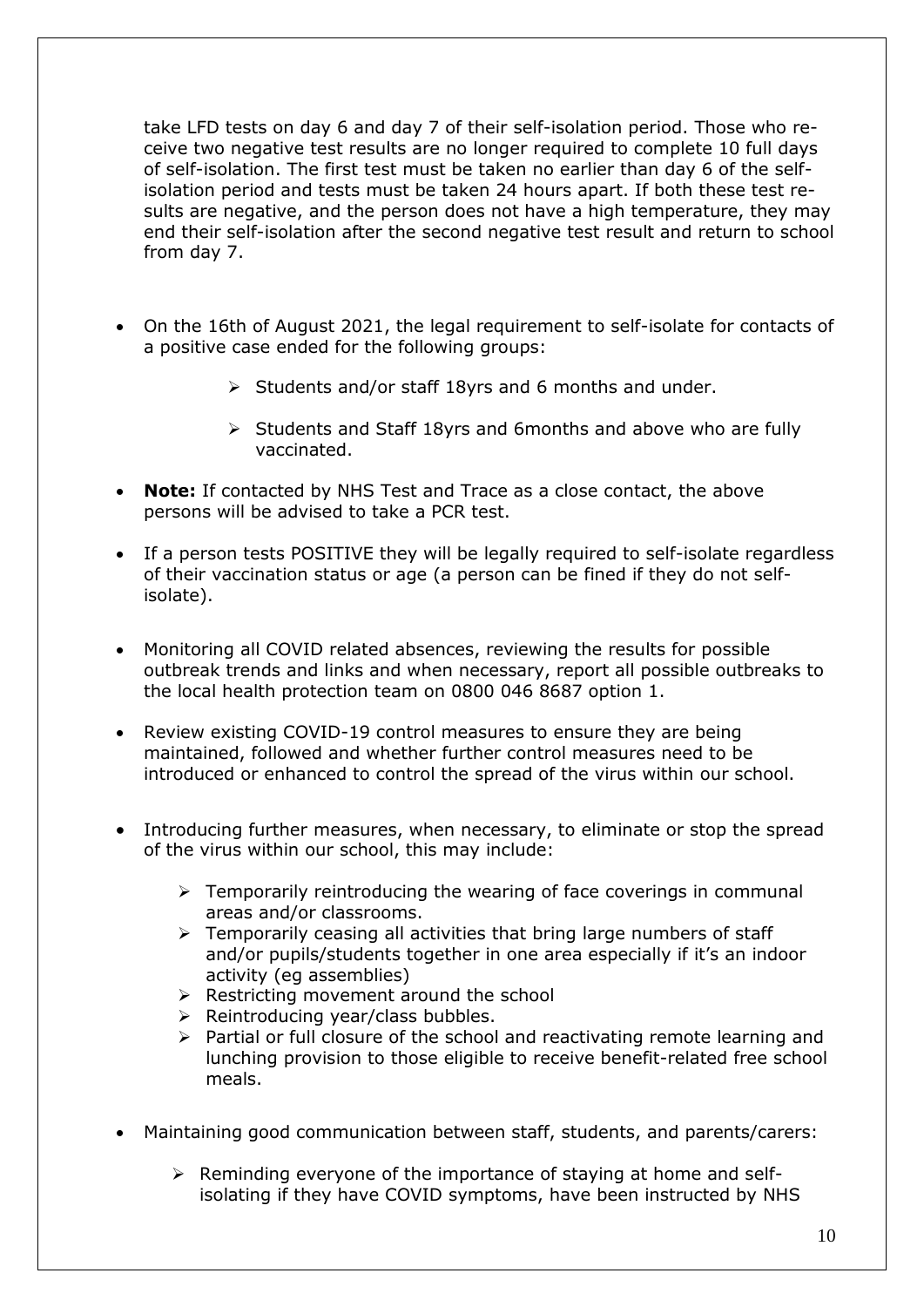take LFD tests on day 6 and day 7 of their self-isolation period. Those who receive two negative test results are no longer required to complete 10 full days of self-isolation. The first test must be taken no earlier than day 6 of the self-isolation period and tests must be taken 24 hours apart. If both these test results are negative, and the person does not have a high temperature, they may end their self-isolation after the second negative test result and return to school from day 7.

- On the 16th of August 2021, the legal requirement to self-isolate for contacts of a positive case ended for the following groups:
  - Students and/or staff 18yrs and 6 months and under.
  - Students and Staff 18yrs and 6months and above who are fully vaccinated.
- **Note:** If contacted by NHS Test and Trace as a close contact, the above persons will be advised to take a PCR test.
- If a person tests POSITIVE they will be legally required to self-isolate regardless of their vaccination status or age (a person can be fined if they do not self-isolate).
- Monitoring all COVID related absences, reviewing the results for possible outbreak trends and links and when necessary, report all possible outbreaks to the local health protection team on 0800 046 8687 option 1.
- Review existing COVID-19 control measures to ensure they are being maintained, followed and whether further control measures need to be introduced or enhanced to control the spread of the virus within our school.
- Introducing further measures, when necessary, to eliminate or stop the spread of the virus within our school, this may include:
  - Temporarily reintroducing the wearing of face coverings in communal areas and/or classrooms.
  - Temporarily ceasing all activities that bring large numbers of staff and/or pupils/students together in one area especially if it's an indoor activity (eg assemblies)
  - Restricting movement around the school
  - Reintroducing year/class bubbles.
  - Partial or full closure of the school and reactivating remote learning and lunching provision to those eligible to receive benefit-related free school meals.
- Maintaining good communication between staff, students, and parents/carers:
  - Reminding everyone of the importance of staying at home and self-isolating if they have COVID symptoms, have been instructed by NHS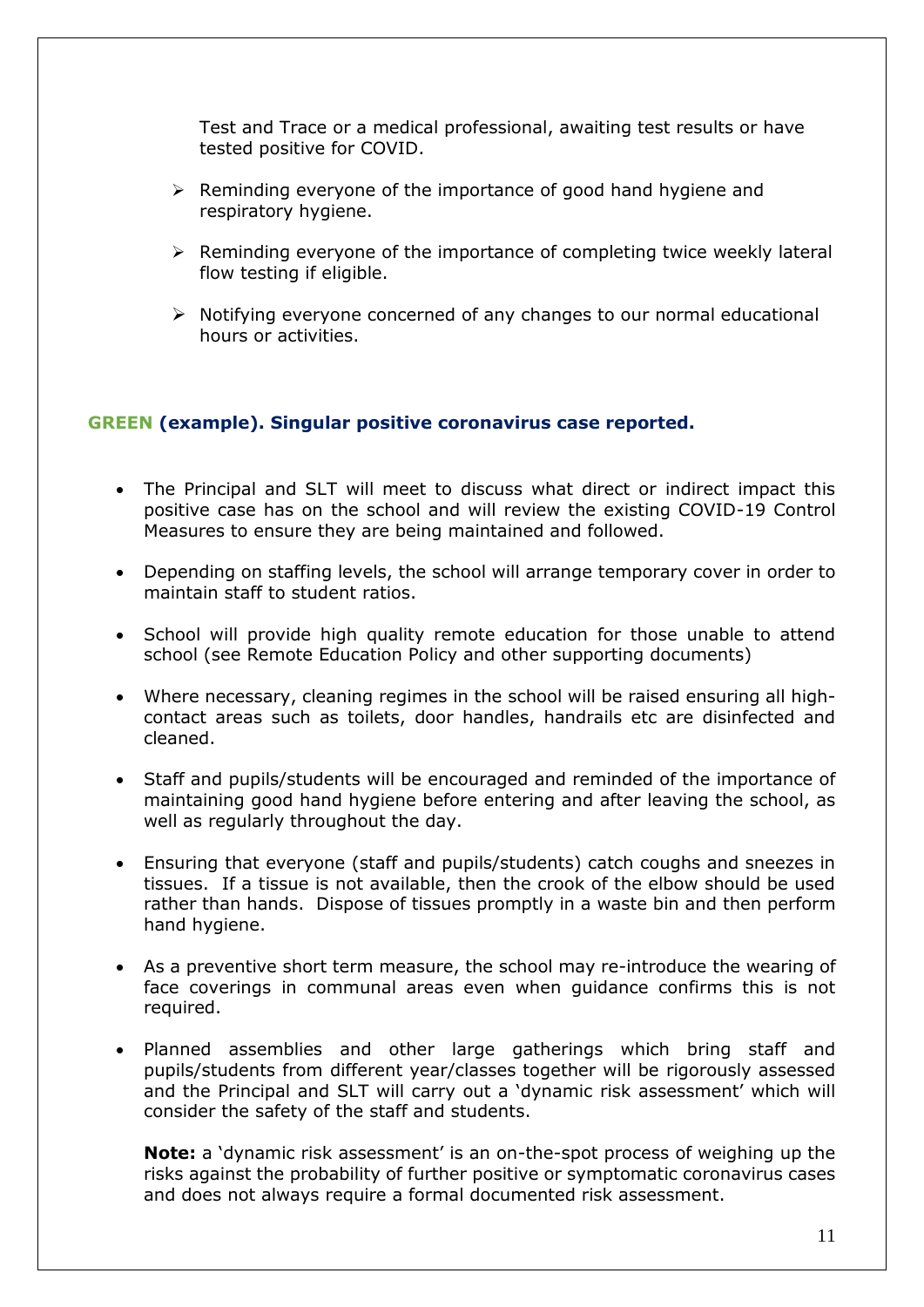Test and Trace or a medical professional, awaiting test results or have tested positive for COVID.

- Reminding everyone of the importance of good hand hygiene and respiratory hygiene.
- Reminding everyone of the importance of completing twice weekly lateral flow testing if eligible.
- Notifying everyone concerned of any changes to our normal educational hours or activities.

### GREEN (example). Singular positive coronavirus case reported.

- The Principal and SLT will meet to discuss what direct or indirect impact this positive case has on the school and will review the existing COVID-19 Control Measures to ensure they are being maintained and followed.
- Depending on staffing levels, the school will arrange temporary cover in order to maintain staff to student ratios.
- School will provide high quality remote education for those unable to attend school (see Remote Education Policy and other supporting documents)
- Where necessary, cleaning regimes in the school will be raised ensuring all high-contact areas such as toilets, door handles, handrails etc are disinfected and cleaned.
- Staff and pupils/students will be encouraged and reminded of the importance of maintaining good hand hygiene before entering and after leaving the school, as well as regularly throughout the day.
- Ensuring that everyone (staff and pupils/students) catch coughs and sneezes in tissues. If a tissue is not available, then the crook of the elbow should be used rather than hands. Dispose of tissues promptly in a waste bin and then perform hand hygiene.
- As a preventive short term measure, the school may re-introduce the wearing of face coverings in communal areas even when guidance confirms this is not required.
- Planned assemblies and other large gatherings which bring staff and pupils/students from different year/classes together will be rigorously assessed and the Principal and SLT will carry out a 'dynamic risk assessment' which will consider the safety of the staff and students.

  **Note:** a 'dynamic risk assessment' is an on-the-spot process of weighing up the risks against the probability of further positive or symptomatic coronavirus cases and does not always require a formal documented risk assessment.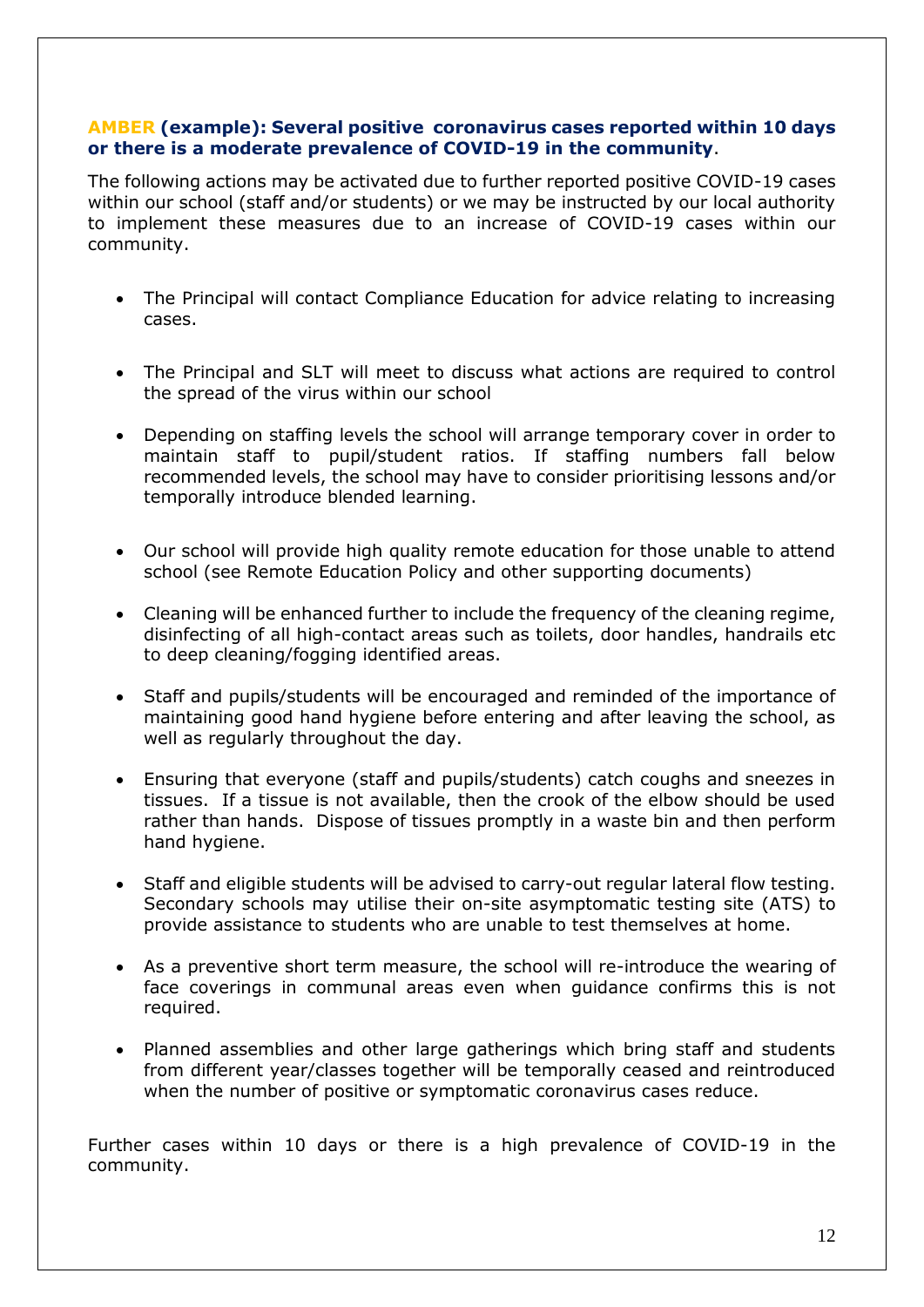**AMBER (example): Several positive coronavirus cases reported within 10 days or there is a moderate prevalence of COVID-19 in the community**.

The following actions may be activated due to further reported positive COVID-19 cases within our school (staff and/or students) or we may be instructed by our local authority to implement these measures due to an increase of COVID-19 cases within our community.

- The Principal will contact Compliance Education for advice relating to increasing cases.
- The Principal and SLT will meet to discuss what actions are required to control the spread of the virus within our school
- Depending on staffing levels the school will arrange temporary cover in order to maintain staff to pupil/student ratios. If staffing numbers fall below recommended levels, the school may have to consider prioritising lessons and/or temporally introduce blended learning.
- Our school will provide high quality remote education for those unable to attend school (see Remote Education Policy and other supporting documents)
- Cleaning will be enhanced further to include the frequency of the cleaning regime, disinfecting of all high-contact areas such as toilets, door handles, handrails etc to deep cleaning/fogging identified areas.
- Staff and pupils/students will be encouraged and reminded of the importance of maintaining good hand hygiene before entering and after leaving the school, as well as regularly throughout the day.
- Ensuring that everyone (staff and pupils/students) catch coughs and sneezes in tissues. If a tissue is not available, then the crook of the elbow should be used rather than hands. Dispose of tissues promptly in a waste bin and then perform hand hygiene.
- Staff and eligible students will be advised to carry-out regular lateral flow testing. Secondary schools may utilise their on-site asymptomatic testing site (ATS) to provide assistance to students who are unable to test themselves at home.
- As a preventive short term measure, the school will re-introduce the wearing of face coverings in communal areas even when guidance confirms this is not required.
- Planned assemblies and other large gatherings which bring staff and students from different year/classes together will be temporally ceased and reintroduced when the number of positive or symptomatic coronavirus cases reduce.

Further cases within 10 days or there is a high prevalence of COVID-19 in the community.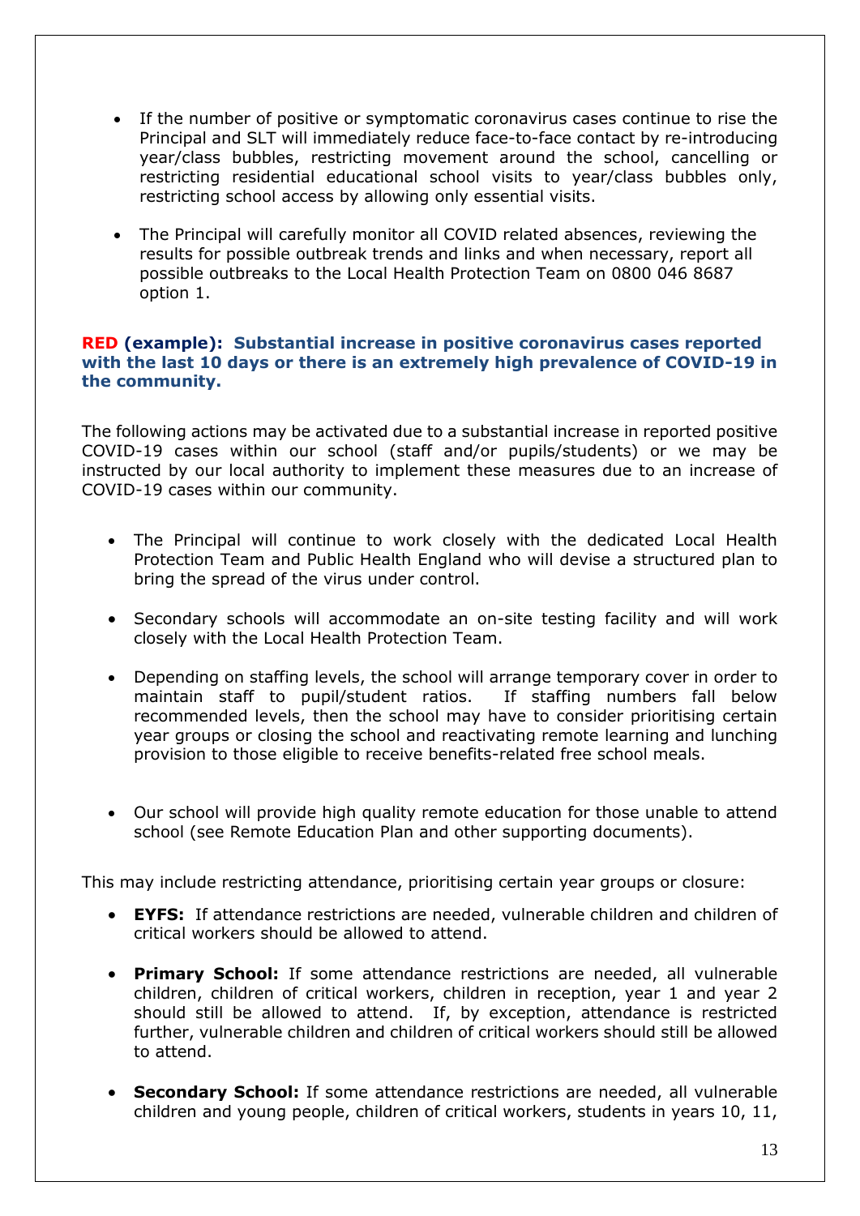- If the number of positive or symptomatic coronavirus cases continue to rise the Principal and SLT will immediately reduce face-to-face contact by re-introducing year/class bubbles, restricting movement around the school, cancelling or restricting residential educational school visits to year/class bubbles only, restricting school access by allowing only essential visits.

- The Principal will carefully monitor all COVID related absences, reviewing the results for possible outbreak trends and links and when necessary, report all possible outbreaks to the Local Health Protection Team on 0800 046 8687 option 1.

**RED (example): Substantial increase in positive coronavirus cases reported with the last 10 days or there is an extremely high prevalence of COVID-19 in the community.**

The following actions may be activated due to a substantial increase in reported positive COVID-19 cases within our school (staff and/or pupils/students) or we may be instructed by our local authority to implement these measures due to an increase of COVID-19 cases within our community.

- The Principal will continue to work closely with the dedicated Local Health Protection Team and Public Health England who will devise a structured plan to bring the spread of the virus under control.

- Secondary schools will accommodate an on-site testing facility and will work closely with the Local Health Protection Team.

- Depending on staffing levels, the school will arrange temporary cover in order to maintain staff to pupil/student ratios. If staffing numbers fall below recommended levels, then the school may have to consider prioritising certain year groups or closing the school and reactivating remote learning and lunching provision to those eligible to receive benefits-related free school meals.

- Our school will provide high quality remote education for those unable to attend school (see Remote Education Plan and other supporting documents).

This may include restricting attendance, prioritising certain year groups or closure:

- **EYFS:** If attendance restrictions are needed, vulnerable children and children of critical workers should be allowed to attend.

- **Primary School:** If some attendance restrictions are needed, all vulnerable children, children of critical workers, children in reception, year 1 and year 2 should still be allowed to attend. If, by exception, attendance is restricted further, vulnerable children and children of critical workers should still be allowed to attend.

- **Secondary School:** If some attendance restrictions are needed, all vulnerable children and young people, children of critical workers, students in years 10, 11,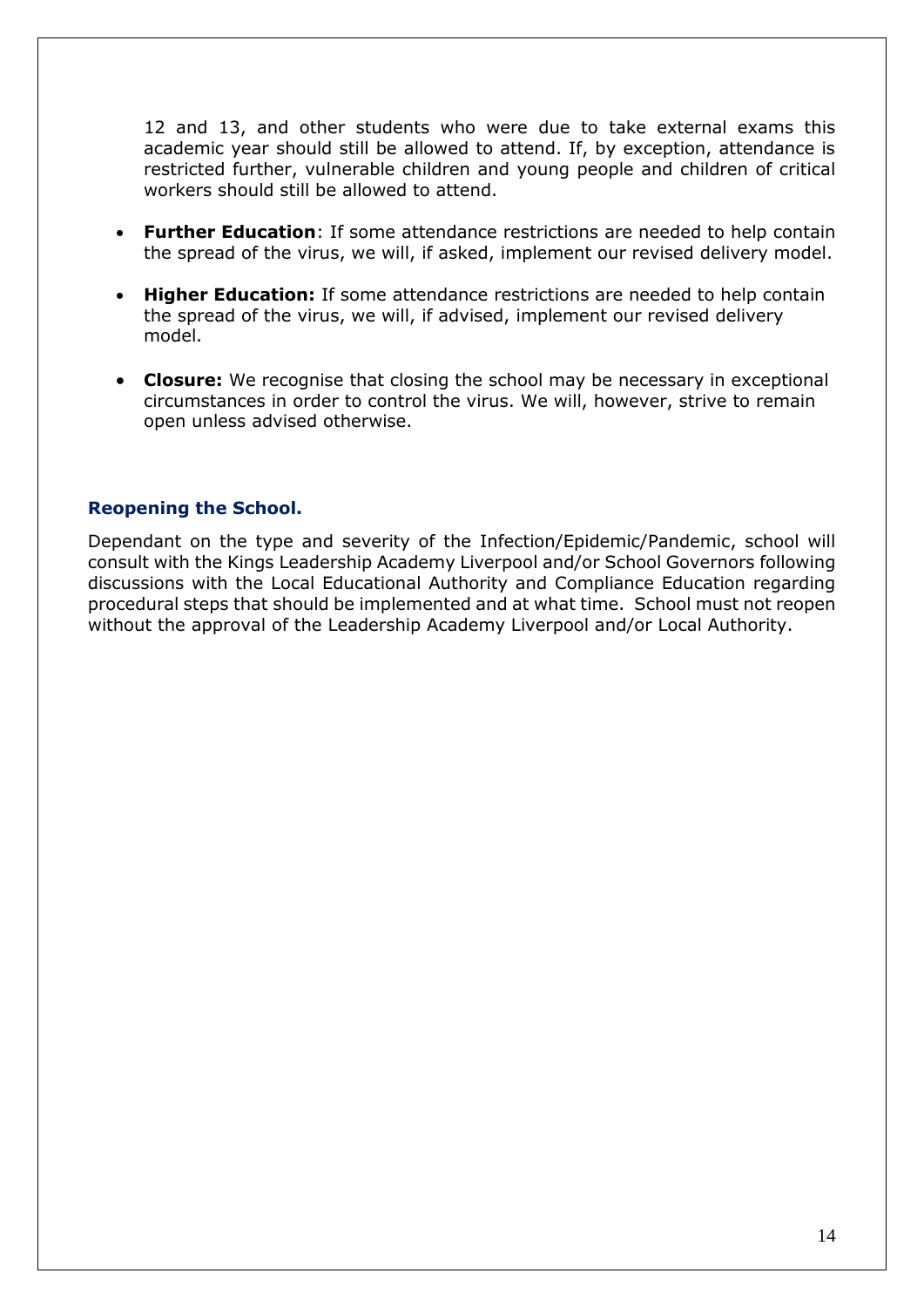12 and 13, and other students who were due to take external exams this academic year should still be allowed to attend. If, by exception, attendance is restricted further, vulnerable children and young people and children of critical workers should still be allowed to attend.

- **Further Education**: If some attendance restrictions are needed to help contain the spread of the virus, we will, if asked, implement our revised delivery model.
- **Higher Education:** If some attendance restrictions are needed to help contain the spread of the virus, we will, if advised, implement our revised delivery model.
- **Closure:** We recognise that closing the school may be necessary in exceptional circumstances in order to control the virus. We will, however, strive to remain open unless advised otherwise.

### Reopening the School.

Dependant on the type and severity of the Infection/Epidemic/Pandemic, school will consult with the Kings Leadership Academy Liverpool and/or School Governors following discussions with the Local Educational Authority and Compliance Education regarding procedural steps that should be implemented and at what time. School must not reopen without the approval of the Leadership Academy Liverpool and/or Local Authority.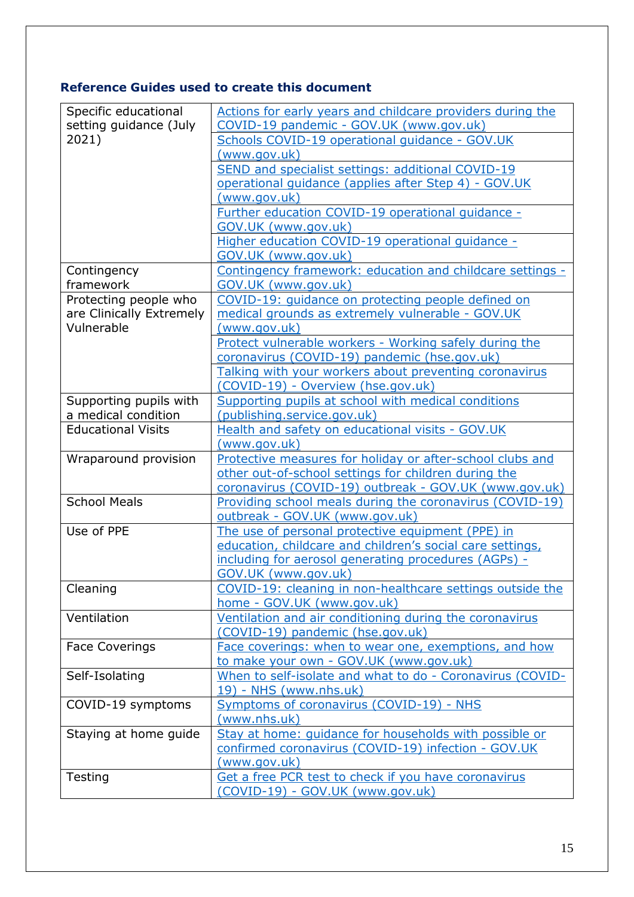### Reference Guides used to create this document

| | |
|---|---|
| Specific educational setting guidance (July 2021) | Actions for early years and childcare providers during the COVID-19 pandemic - GOV.UK (www.gov.uk) |
| | Schools COVID-19 operational guidance - GOV.UK (www.gov.uk) |
| | SEND and specialist settings: additional COVID-19 operational guidance (applies after Step 4) - GOV.UK (www.gov.uk) |
| | Further education COVID-19 operational guidance - GOV.UK (www.gov.uk) |
| | Higher education COVID-19 operational guidance - GOV.UK (www.gov.uk) |
| Contingency framework | Contingency framework: education and childcare settings - GOV.UK (www.gov.uk) |
| Protecting people who are Clinically Extremely Vulnerable | COVID-19: guidance on protecting people defined on medical grounds as extremely vulnerable - GOV.UK (www.gov.uk) |
| | Protect vulnerable workers - Working safely during the coronavirus (COVID-19) pandemic (hse.gov.uk) |
| | Talking with your workers about preventing coronavirus (COVID-19) - Overview (hse.gov.uk) |
| Supporting pupils with a medical condition | Supporting pupils at school with medical conditions (publishing.service.gov.uk) |
| Educational Visits | Health and safety on educational visits - GOV.UK (www.gov.uk) |
| Wraparound provision | Protective measures for holiday or after-school clubs and other out-of-school settings for children during the coronavirus (COVID-19) outbreak - GOV.UK (www.gov.uk) |
| School Meals | Providing school meals during the coronavirus (COVID-19) outbreak - GOV.UK (www.gov.uk) |
| Use of PPE | The use of personal protective equipment (PPE) in education, childcare and children's social care settings, including for aerosol generating procedures (AGPs) - GOV.UK (www.gov.uk) |
| Cleaning | COVID-19: cleaning in non-healthcare settings outside the home - GOV.UK (www.gov.uk) |
| Ventilation | Ventilation and air conditioning during the coronavirus (COVID-19) pandemic (hse.gov.uk) |
| Face Coverings | Face coverings: when to wear one, exemptions, and how to make your own - GOV.UK (www.gov.uk) |
| Self-Isolating | When to self-isolate and what to do - Coronavirus (COVID-19) - NHS (www.nhs.uk) |
| COVID-19 symptoms | Symptoms of coronavirus (COVID-19) - NHS (www.nhs.uk) |
| Staying at home guide | Stay at home: guidance for households with possible or confirmed coronavirus (COVID-19) infection - GOV.UK (www.gov.uk) |
| Testing | Get a free PCR test to check if you have coronavirus (COVID-19) - GOV.UK (www.gov.uk) |